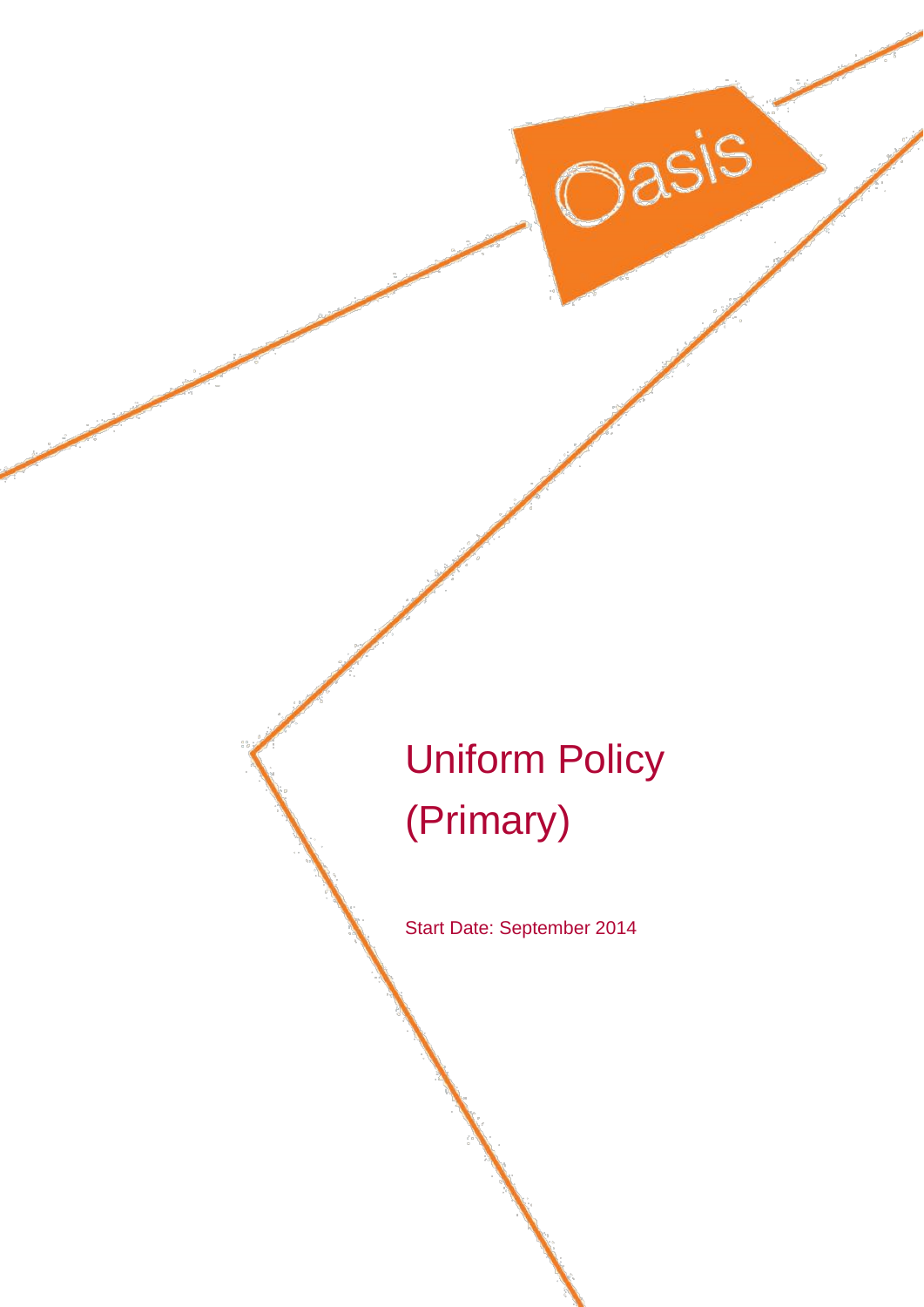# Uniform Policy (Primary)

Start Date: September 2014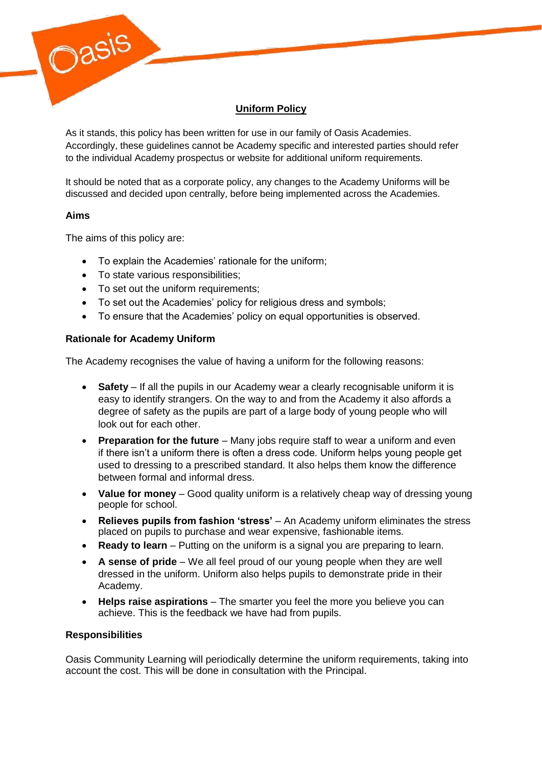# Uniform Policy

As it stands, this policy has been written for use in our family of Oasis Academies. Accordingly, these guidelines cannot be Academy specific and interested parties should refer to the individual Academy prospectus or website for additional uniform requirements.

It should be noted that as a corporate policy, any changes to the Academy Uniforms will be discussed and decided upon centrally, before being implemented across the Academies.

## Aims

The aims of this policy are:

- To explain the Academies' rationale for the uniform;
- To state various responsibilities;
- To set out the uniform requirements;
- To set out the Academies' policy for religious dress and symbols;
- To ensure that the Academies' policy on equal opportunities is observed.

## Rationale for Academy Uniform

The Academy recognises the value of having a uniform for the following reasons:

- **Safety** – If all the pupils in our Academy wear a clearly recognisable uniform it is easy to identify strangers. On the way to and from the Academy it also affords a degree of safety as the pupils are part of a large body of young people who will look out for each other.
- **Preparation for the future** – Many jobs require staff to wear a uniform and even if there isn't a uniform there is often a dress code. Uniform helps young people get used to dressing to a prescribed standard. It also helps them know the difference between formal and informal dress.
- **Value for money** – Good quality uniform is a relatively cheap way of dressing young people for school.
- **Relieves pupils from fashion 'stress'** – An Academy uniform eliminates the stress placed on pupils to purchase and wear expensive, fashionable items.
- **Ready to learn** – Putting on the uniform is a signal you are preparing to learn.
- **A sense of pride** – We all feel proud of our young people when they are well dressed in the uniform. Uniform also helps pupils to demonstrate pride in their Academy.
- **Helps raise aspirations** – The smarter you feel the more you believe you can achieve. This is the feedback we have had from pupils.

## Responsibilities

Oasis Community Learning will periodically determine the uniform requirements, taking into account the cost. This will be done in consultation with the Principal.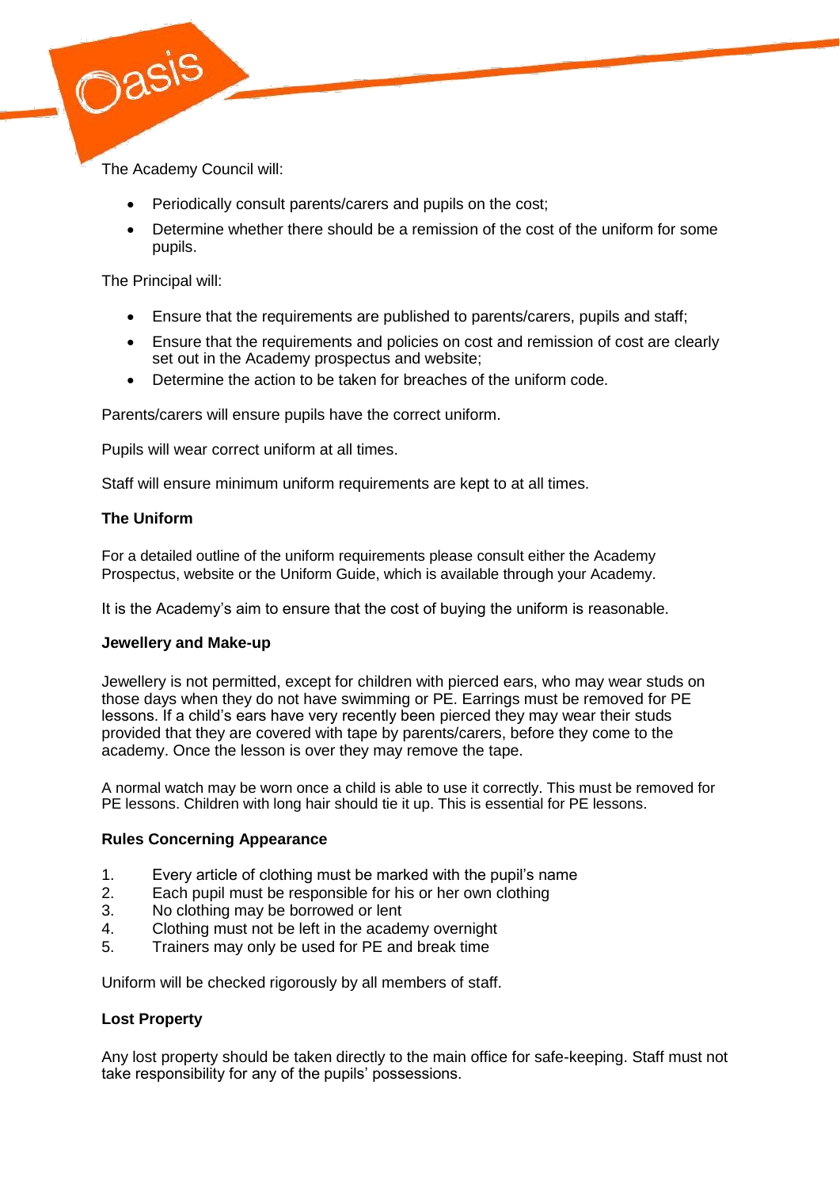The Academy Council will:

- Periodically consult parents/carers and pupils on the cost;
- Determine whether there should be a remission of the cost of the uniform for some pupils.

The Principal will:

- Ensure that the requirements are published to parents/carers, pupils and staff;
- Ensure that the requirements and policies on cost and remission of cost are clearly set out in the Academy prospectus and website;
- Determine the action to be taken for breaches of the uniform code.

Parents/carers will ensure pupils have the correct uniform.

Pupils will wear correct uniform at all times.

Staff will ensure minimum uniform requirements are kept to at all times.

**The Uniform**

For a detailed outline of the uniform requirements please consult either the Academy Prospectus, website or the Uniform Guide, which is available through your Academy.

It is the Academy's aim to ensure that the cost of buying the uniform is reasonable.

**Jewellery and Make-up**

Jewellery is not permitted, except for children with pierced ears, who may wear studs on those days when they do not have swimming or PE. Earrings must be removed for PE lessons. If a child's ears have very recently been pierced they may wear their studs provided that they are covered with tape by parents/carers, before they come to the academy. Once the lesson is over they may remove the tape.

A normal watch may be worn once a child is able to use it correctly. This must be removed for PE lessons. Children with long hair should tie it up. This is essential for PE lessons.

**Rules Concerning Appearance**

1. Every article of clothing must be marked with the pupil's name
2. Each pupil must be responsible for his or her own clothing
3. No clothing may be borrowed or lent
4. Clothing must not be left in the academy overnight
5. Trainers may only be used for PE and break time

Uniform will be checked rigorously by all members of staff.

**Lost Property**

Any lost property should be taken directly to the main office for safe-keeping. Staff must not take responsibility for any of the pupils' possessions.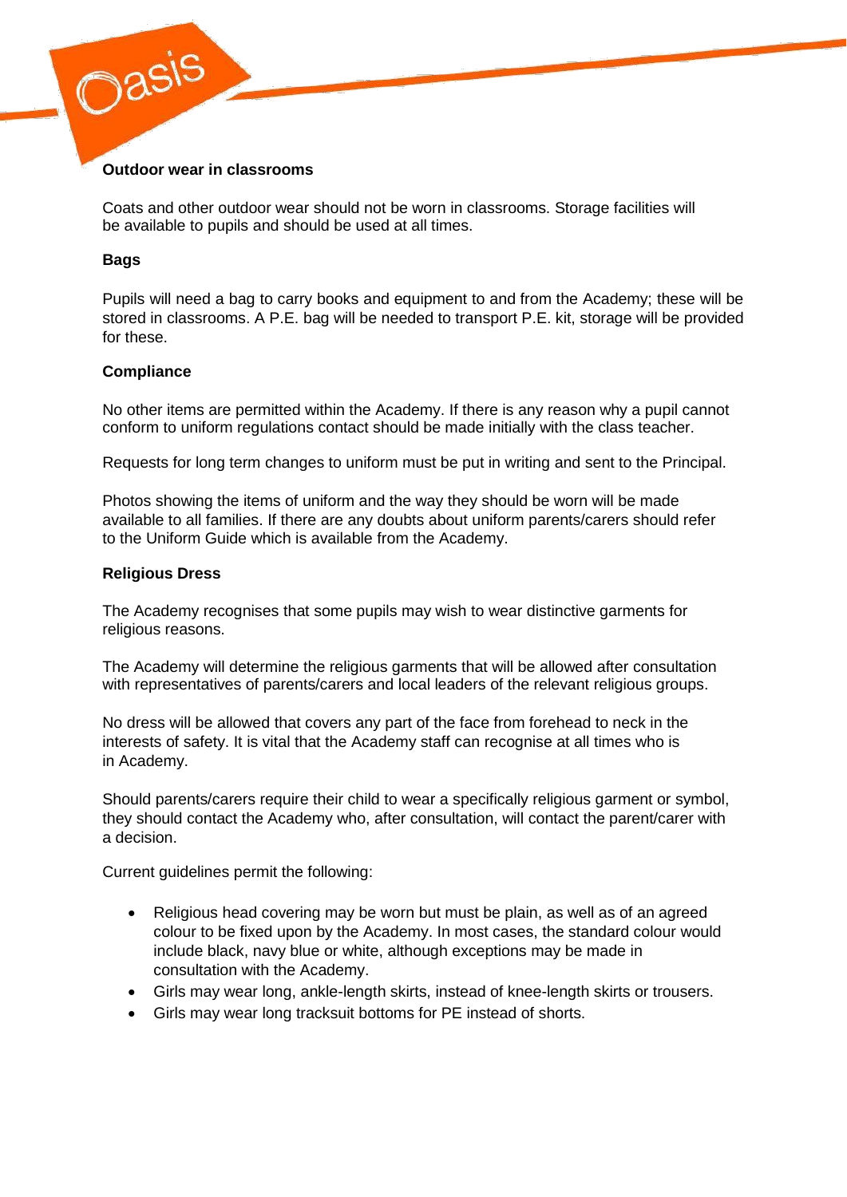## Outdoor wear in classrooms

Coats and other outdoor wear should not be worn in classrooms. Storage facilities will be available to pupils and should be used at all times.

## Bags

Pupils will need a bag to carry books and equipment to and from the Academy; these will be stored in classrooms. A P.E. bag will be needed to transport P.E. kit, storage will be provided for these.

## Compliance

No other items are permitted within the Academy. If there is any reason why a pupil cannot conform to uniform regulations contact should be made initially with the class teacher.

Requests for long term changes to uniform must be put in writing and sent to the Principal.

Photos showing the items of uniform and the way they should be worn will be made available to all families. If there are any doubts about uniform parents/carers should refer to the Uniform Guide which is available from the Academy.

## Religious Dress

The Academy recognises that some pupils may wish to wear distinctive garments for religious reasons.

The Academy will determine the religious garments that will be allowed after consultation with representatives of parents/carers and local leaders of the relevant religious groups.

No dress will be allowed that covers any part of the face from forehead to neck in the interests of safety. It is vital that the Academy staff can recognise at all times who is in Academy.

Should parents/carers require their child to wear a specifically religious garment or symbol, they should contact the Academy who, after consultation, will contact the parent/carer with a decision.

Current guidelines permit the following:

- Religious head covering may be worn but must be plain, as well as of an agreed colour to be fixed upon by the Academy. In most cases, the standard colour would include black, navy blue or white, although exceptions may be made in consultation with the Academy.
- Girls may wear long, ankle-length skirts, instead of knee-length skirts or trousers.
- Girls may wear long tracksuit bottoms for PE instead of shorts.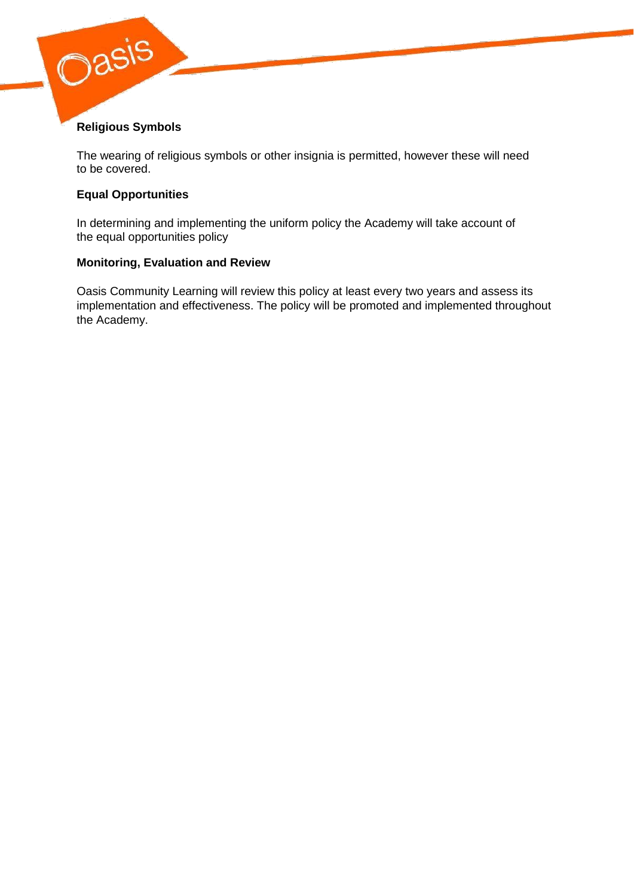**Religious Symbols**

The wearing of religious symbols or other insignia is permitted, however these will need to be covered.

**Equal Opportunities**

In determining and implementing the uniform policy the Academy will take account of the equal opportunities policy

**Monitoring, Evaluation and Review**

Oasis Community Learning will review this policy at least every two years and assess its implementation and effectiveness. The policy will be promoted and implemented throughout the Academy.